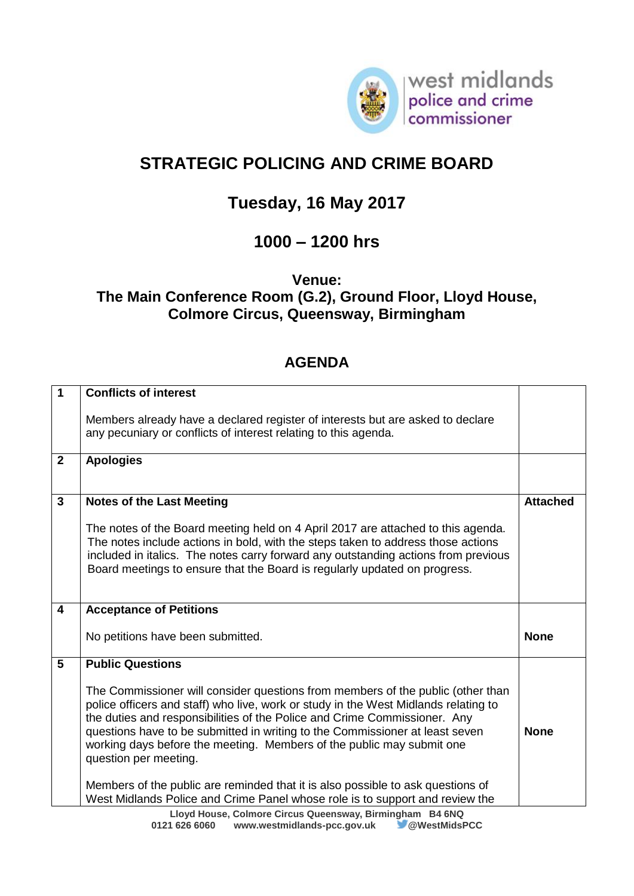west midlands police and crime commissioner

# STRATEGIC POLICING AND CRIME BOARD

## Tuesday, 16 May 2017

## 1000 – 1200 hrs

### Venue:
### The Main Conference Room (G.2), Ground Floor, Lloyd House, Colmore Circus, Queensway, Birmingham

## AGENDA

| | | |
|---|---|---|
| **1** | **Conflicts of interest**<br><br>Members already have a declared register of interests but are asked to declare any pecuniary or conflicts of interest relating to this agenda. | |
| **2** | **Apologies** | |
| **3** | **Notes of the Last Meeting**<br><br>The notes of the Board meeting held on 4 April 2017 are attached to this agenda. The notes include actions in bold, with the steps taken to address those actions included in italics. The notes carry forward any outstanding actions from previous Board meetings to ensure that the Board is regularly updated on progress. | **Attached** |
| **4** | **Acceptance of Petitions**<br><br>No petitions have been submitted. | **None** |
| **5** | **Public Questions**<br><br>The Commissioner will consider questions from members of the public (other than police officers and staff) who live, work or study in the West Midlands relating to the duties and responsibilities of the Police and Crime Commissioner. Any questions have to be submitted in writing to the Commissioner at least seven working days before the meeting. Members of the public may submit one question per meeting.<br><br>Members of the public are reminded that it is also possible to ask questions of West Midlands Police and Crime Panel whose role is to support and review the | **None** |

Lloyd House, Colmore Circus Queensway, Birmingham B4 6NQ
0121 626 6060 www.westmidlands-pcc.gov.uk @WestMidsPCC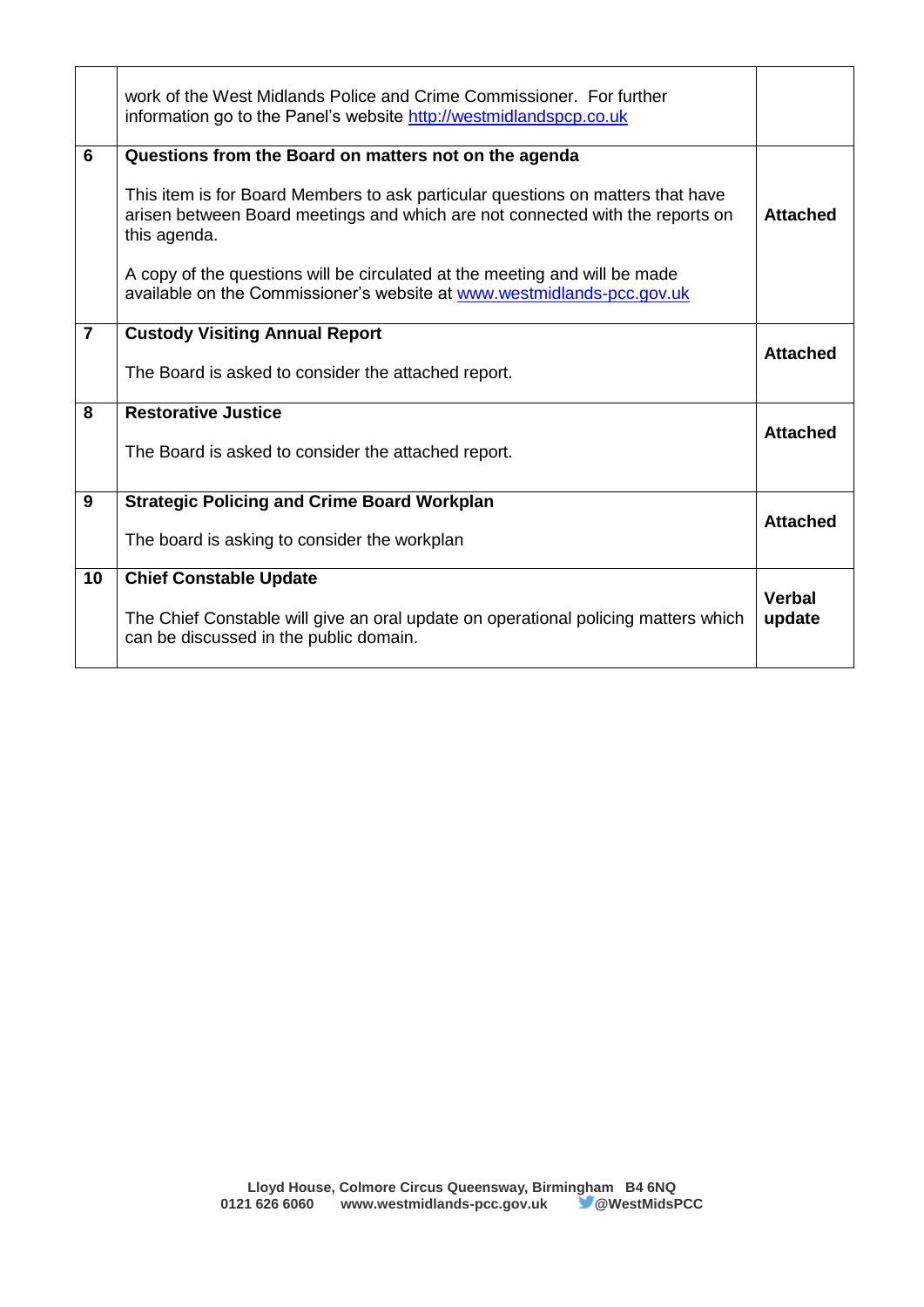| | | |
|---|---|---|
| | work of the West Midlands Police and Crime Commissioner. For further information go to the Panel's website http://westmidlandspcp.co.uk | |
| **6** | **Questions from the Board on matters not on the agenda**<br><br>This item is for Board Members to ask particular questions on matters that have arisen between Board meetings and which are not connected with the reports on this agenda.<br><br>A copy of the questions will be circulated at the meeting and will be made available on the Commissioner's website at www.westmidlands-pcc.gov.uk | **Attached** |
| **7** | **Custody Visiting Annual Report**<br><br>The Board is asked to consider the attached report. | **Attached** |
| **8** | **Restorative Justice**<br><br>The Board is asked to consider the attached report. | **Attached** |
| **9** | **Strategic Policing and Crime Board Workplan**<br><br>The board is asking to consider the workplan | **Attached** |
| **10** | **Chief Constable Update**<br><br>The Chief Constable will give an oral update on operational policing matters which can be discussed in the public domain. | **Verbal update** |

**Lloyd House, Colmore Circus Queensway, Birmingham B4 6NQ**
**0121 626 6060 www.westmidlands-pcc.gov.uk @WestMidsPCC**